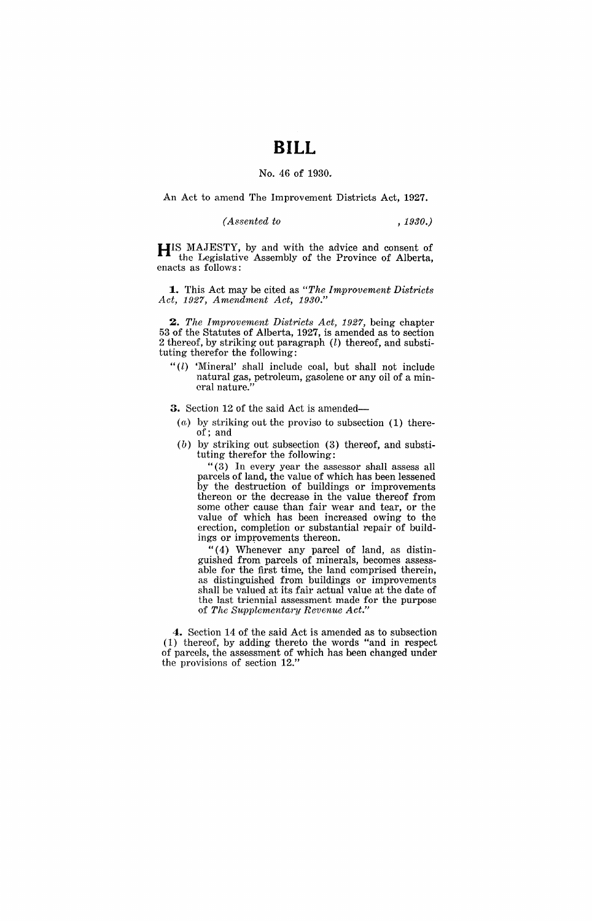# BILL

No. 46 of 1930.

An Act to amend The Improvement Districts Act, 1927.

*(Assented to , 1930.)*

HIS MAJESTY, by and with the advice and consent of the Legislative Assembly of the Province of Alberta, enacts as follows:

**1.** This Act may be cited as *"The Improvement Districts Act, 1927, Amendment Act, 1930."*

**2.** *The Improvement Districts Act, 1927,* being chapter 53 of the Statutes of Alberta, 1927, is amended as to section 2 thereof, by striking out paragraph (*l*) thereof, and substituting therefor the following:

"(*l*) 'Mineral' shall include coal, but shall not include natural gas, petroleum, gasolene or any oil of a mineral nature."

**3.** Section 12 of the said Act is amended—

(*a*) by striking out the proviso to subsection (1) thereof; and

(*b*) by striking out subsection (3) thereof, and substituting therefor the following:

"(3) In every year the assessor shall assess all parcels of land, the value of which has been lessened by the destruction of buildings or improvements thereon or the decrease in the value thereof from some other cause than fair wear and tear, or the value of which has been increased owing to the erection, completion or substantial repair of buildings or improvements thereon.

"(4) Whenever any parcel of land, as distinguished from parcels of minerals, becomes assessable for the first time, the land comprised therein, as distinguished from buildings or improvements shall be valued at its fair actual value at the date of the last triennial assessment made for the purpose of *The Supplementary Revenue Act.*"

**4.** Section 14 of the said Act is amended as to subsection (1) thereof, by adding thereto the words "and in respect of parcels, the assessment of which has been changed under the provisions of section 12."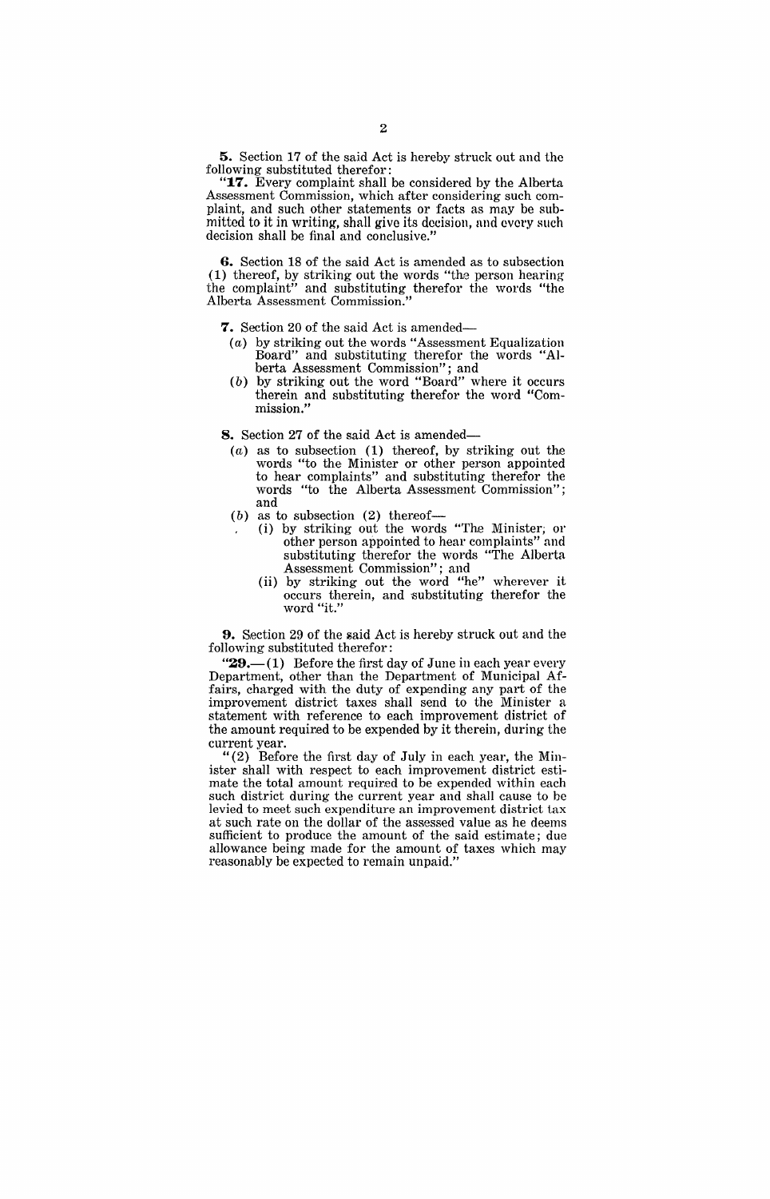**5.** Section 17 of the said Act is hereby struck out and the following substituted therefor:

"**17.** Every complaint shall be considered by the Alberta Assessment Commission, which after considering such complaint, and such other statements or facts as may be submitted to it in writing, shall give its decision, and every such decision shall be final and conclusive."

**6.** Section 18 of the said Act is amended as to subsection (1) thereof, by striking out the words "the person hearing the complaint" and substituting therefor the words "the Alberta Assessment Commission."

**7.** Section 20 of the said Act is amended—

(*a*) by striking out the words "Assessment Equalization Board" and substituting therefor the words "Alberta Assessment Commission"; and

(*b*) by striking out the word "Board" where it occurs therein and substituting therefor the word "Commission."

**8.** Section 27 of the said Act is amended—

(*a*) as to subsection (1) thereof, by striking out the words "to the Minister or other person appointed to hear complaints" and substituting therefor the words "to the Alberta Assessment Commission"; and

(*b*) as to subsection (2) thereof—

(i) by striking out the words "The Minister, or other person appointed to hear complaints" and substituting therefor the words "The Alberta Assessment Commission"; and

(ii) by striking out the word "he" wherever it occurs therein, and substituting therefor the word "it."

**9.** Section 29 of the said Act is hereby struck out and the following substituted therefor:

"**29.**—(1) Before the first day of June in each year every Department, other than the Department of Municipal Affairs, charged with the duty of expending any part of the improvement district taxes shall send to the Minister a statement with reference to each improvement district of the amount required to be expended by it therein, during the current year.

"(2) Before the first day of July in each year, the Minister shall with respect to each improvement district estimate the total amount required to be expended within each such district during the current year and shall cause to be levied to meet such expenditure an improvement district tax at such rate on the dollar of the assessed value as he deems sufficient to produce the amount of the said estimate; due allowance being made for the amount of taxes which may reasonably be expected to remain unpaid."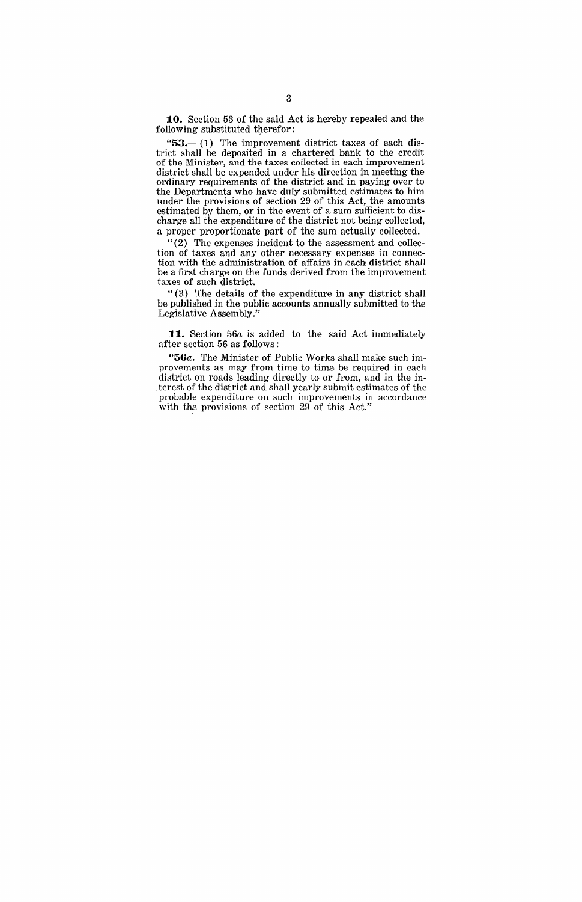**10.** Section 53 of the said Act is hereby repealed and the following substituted therefor:

"**53.**—(1) The improvement district taxes of each district shall be deposited in a chartered bank to the credit of the Minister, and the taxes collected in each improvement district shall be expended under his direction in meeting the ordinary requirements of the district and in paying over to the Departments who have duly submitted estimates to him under the provisions of section 29 of this Act, the amounts estimated by them, or in the event of a sum sufficient to discharge all the expenditure of the district not being collected, a proper proportionate part of the sum actually collected.

"(2) The expenses incident to the assessment and collection of taxes and any other necessary expenses in connection with the administration of affairs in each district shall be a first charge on the funds derived from the improvement taxes of such district.

"(3) The details of the expenditure in any district shall be published in the public accounts annually submitted to the Legislative Assembly."

**11.** Section 56*a* is added to the said Act immediately after section 56 as follows:

"**56*a*.** The Minister of Public Works shall make such improvements as may from time to time be required in each district on roads leading directly to or from, and in the interest of the district and shall yearly submit estimates of the probable expenditure on such improvements in accordance with the provisions of section 29 of this Act."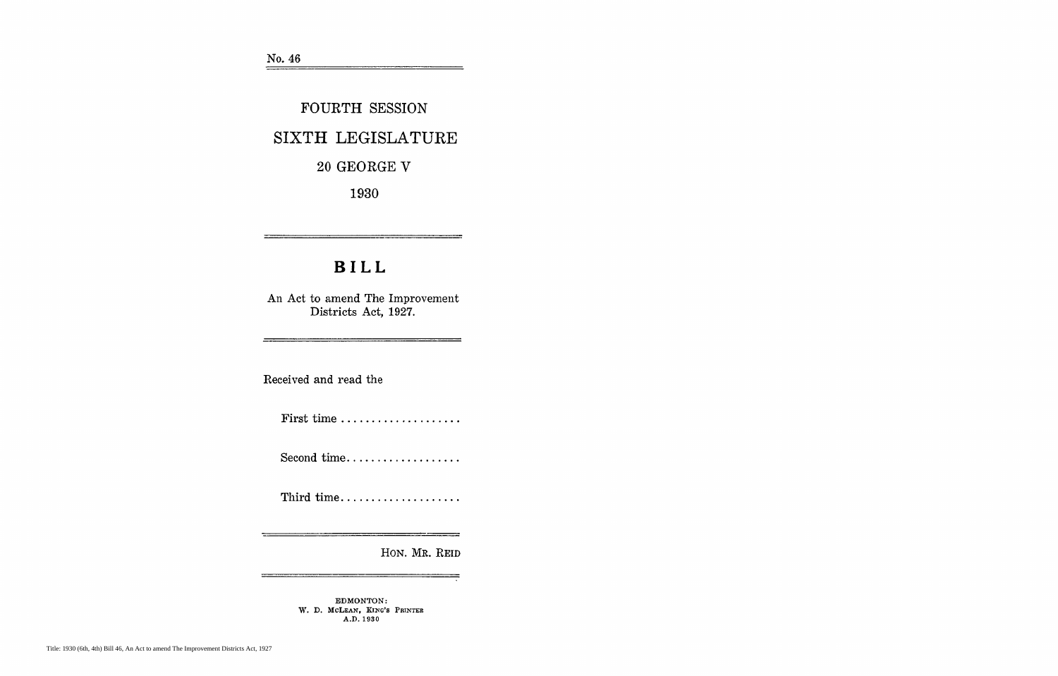No. 46

FOURTH SESSION

SIXTH LEGISLATURE

20 GEORGE V

1930

# BILL

An Act to amend The Improvement Districts Act, 1927.

Received and read the

First time ....................

Second time....................

Third time....................

HON. MR. REID

EDMONTON:
W. D. McLEAN, KING'S PRINTER
A.D. 1930

Title: 1930 (6th, 4th) Bill 46, An Act to amend The Improvement Districts Act, 1927